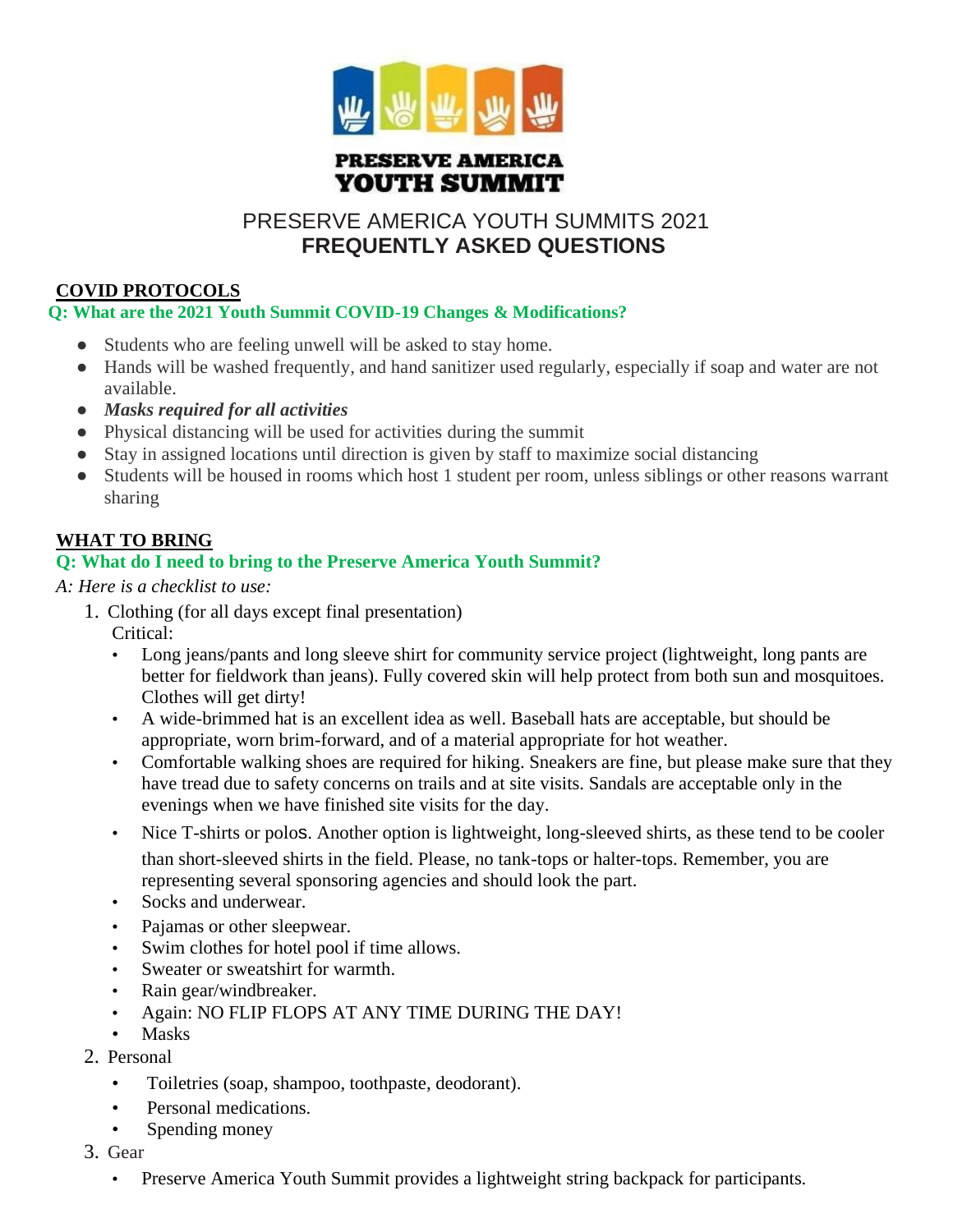**PRESERVE AMERICA YOUTH SUMMIT**

# PRESERVE AMERICA YOUTH SUMMITS 2021
# FREQUENTLY ASKED QUESTIONS

## COVID PROTOCOLS

**Q: What are the 2021 Youth Summit COVID-19 Changes & Modifications?**

- Students who are feeling unwell will be asked to stay home.
- Hands will be washed frequently, and hand sanitizer used regularly, especially if soap and water are not available.
- ***Masks required for all activities***
- Physical distancing will be used for activities during the summit
- Stay in assigned locations until direction is given by staff to maximize social distancing
- Students will be housed in rooms which host 1 student per room, unless siblings or other reasons warrant sharing

## WHAT TO BRING

**Q: What do I need to bring to the Preserve America Youth Summit?**

*A: Here is a checklist to use:*

1. Clothing (for all days except final presentation)
   Critical:
   - Long jeans/pants and long sleeve shirt for community service project (lightweight, long pants are better for fieldwork than jeans). Fully covered skin will help protect from both sun and mosquitoes. Clothes will get dirty!
   - A wide-brimmed hat is an excellent idea as well. Baseball hats are acceptable, but should be appropriate, worn brim-forward, and of a material appropriate for hot weather.
   - Comfortable walking shoes are required for hiking. Sneakers are fine, but please make sure that they have tread due to safety concerns on trails and at site visits. Sandals are acceptable only in the evenings when we have finished site visits for the day.
   - Nice T-shirts or polos. Another option is lightweight, long-sleeved shirts, as these tend to be cooler than short-sleeved shirts in the field. Please, no tank-tops or halter-tops. Remember, you are representing several sponsoring agencies and should look the part.
   - Socks and underwear.
   - Pajamas or other sleepwear.
   - Swim clothes for hotel pool if time allows.
   - Sweater or sweatshirt for warmth.
   - Rain gear/windbreaker.
   - Again: NO FLIP FLOPS AT ANY TIME DURING THE DAY!
   - Masks
2. Personal
   - Toiletries (soap, shampoo, toothpaste, deodorant).
   - Personal medications.
   - Spending money
3. Gear
   - Preserve America Youth Summit provides a lightweight string backpack for participants.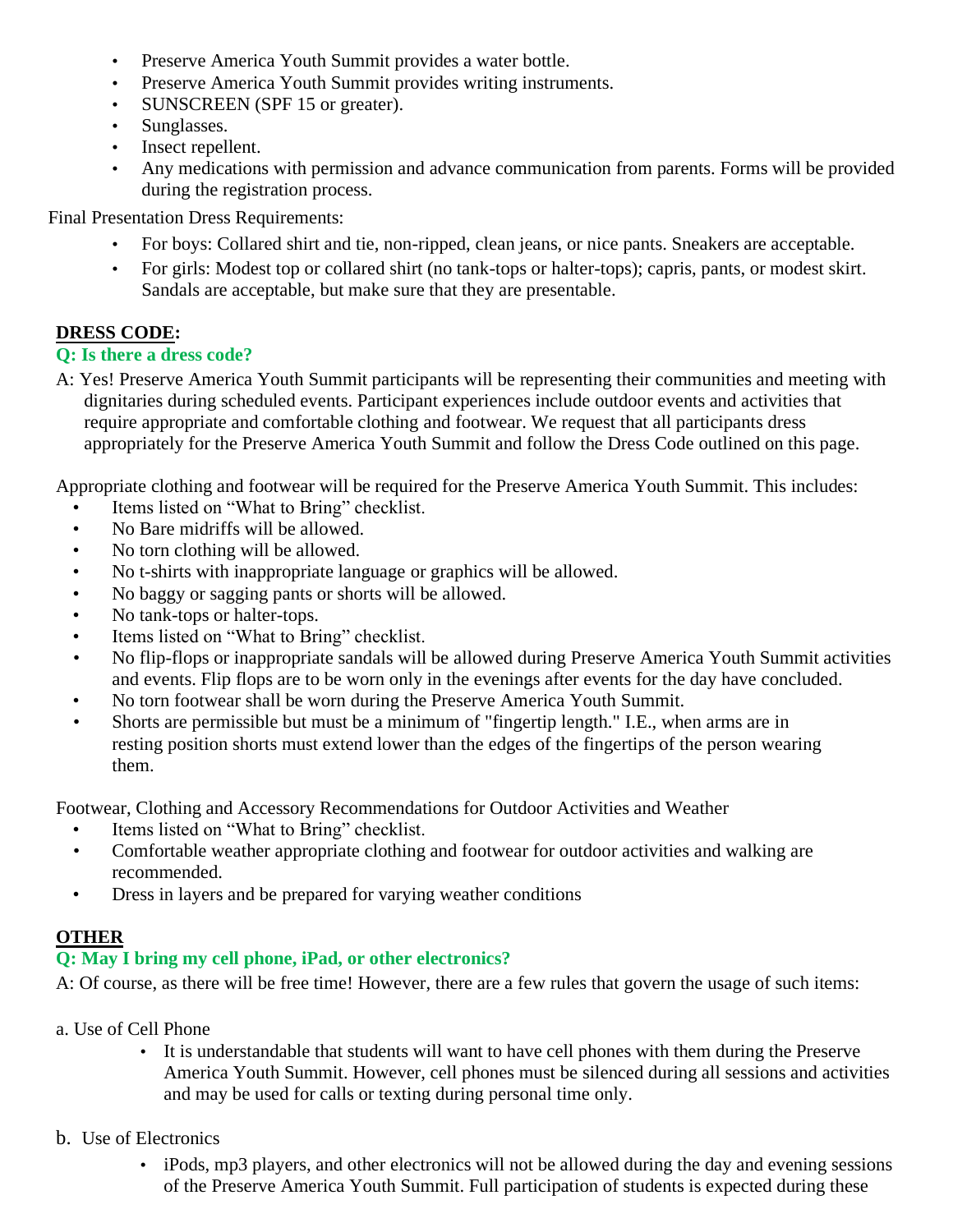- Preserve America Youth Summit provides a water bottle.
- Preserve America Youth Summit provides writing instruments.
- SUNSCREEN (SPF 15 or greater).
- Sunglasses.
- Insect repellent.
- Any medications with permission and advance communication from parents. Forms will be provided during the registration process.

Final Presentation Dress Requirements:

- For boys: Collared shirt and tie, non-ripped, clean jeans, or nice pants. Sneakers are acceptable.
- For girls: Modest top or collared shirt (no tank-tops or halter-tops); capris, pants, or modest skirt. Sandals are acceptable, but make sure that they are presentable.

## DRESS CODE:

### Q: Is there a dress code?

A: Yes! Preserve America Youth Summit participants will be representing their communities and meeting with dignitaries during scheduled events. Participant experiences include outdoor events and activities that require appropriate and comfortable clothing and footwear. We request that all participants dress appropriately for the Preserve America Youth Summit and follow the Dress Code outlined on this page.

Appropriate clothing and footwear will be required for the Preserve America Youth Summit. This includes:

- Items listed on "What to Bring" checklist.
- No Bare midriffs will be allowed.
- No torn clothing will be allowed.
- No t-shirts with inappropriate language or graphics will be allowed.
- No baggy or sagging pants or shorts will be allowed.
- No tank-tops or halter-tops.
- Items listed on "What to Bring" checklist.
- No flip-flops or inappropriate sandals will be allowed during Preserve America Youth Summit activities and events. Flip flops are to be worn only in the evenings after events for the day have concluded.
- No torn footwear shall be worn during the Preserve America Youth Summit.
- Shorts are permissible but must be a minimum of "fingertip length." I.E., when arms are in resting position shorts must extend lower than the edges of the fingertips of the person wearing them.

Footwear, Clothing and Accessory Recommendations for Outdoor Activities and Weather

- Items listed on "What to Bring" checklist.
- Comfortable weather appropriate clothing and footwear for outdoor activities and walking are recommended.
- Dress in layers and be prepared for varying weather conditions

## OTHER

### Q: May I bring my cell phone, iPad, or other electronics?

A: Of course, as there will be free time! However, there are a few rules that govern the usage of such items:

a. Use of Cell Phone

- It is understandable that students will want to have cell phones with them during the Preserve America Youth Summit. However, cell phones must be silenced during all sessions and activities and may be used for calls or texting during personal time only.

b. Use of Electronics

- iPods, mp3 players, and other electronics will not be allowed during the day and evening sessions of the Preserve America Youth Summit. Full participation of students is expected during these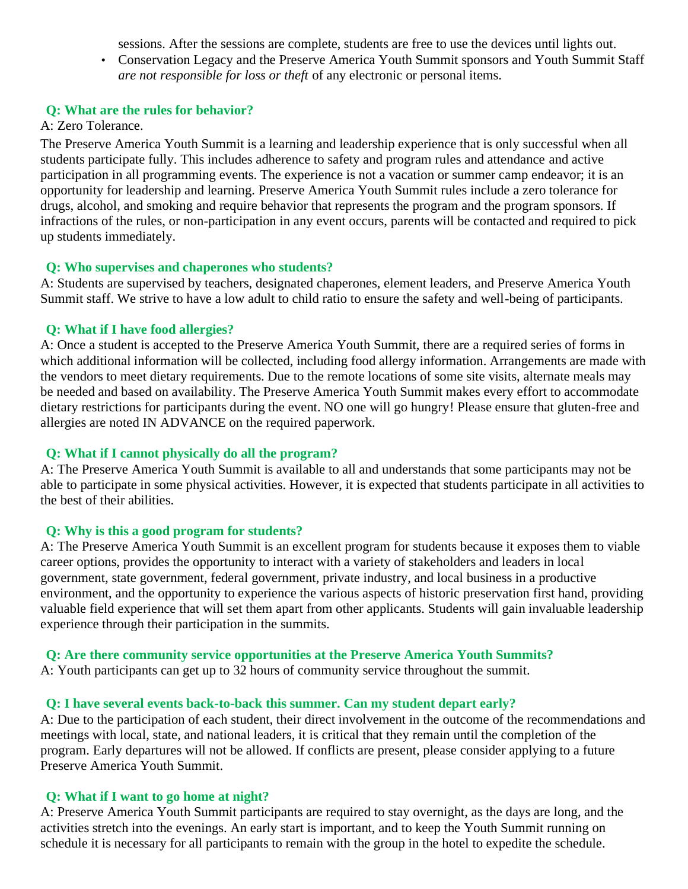sessions. After the sessions are complete, students are free to use the devices until lights out.

- Conservation Legacy and the Preserve America Youth Summit sponsors and Youth Summit Staff *are not responsible for loss or theft* of any electronic or personal items.

### Q: What are the rules for behavior?

A: Zero Tolerance.

The Preserve America Youth Summit is a learning and leadership experience that is only successful when all students participate fully. This includes adherence to safety and program rules and attendance and active participation in all programming events. The experience is not a vacation or summer camp endeavor; it is an opportunity for leadership and learning. Preserve America Youth Summit rules include a zero tolerance for drugs, alcohol, and smoking and require behavior that represents the program and the program sponsors. If infractions of the rules, or non-participation in any event occurs, parents will be contacted and required to pick up students immediately.

### Q: Who supervises and chaperones who students?

A: Students are supervised by teachers, designated chaperones, element leaders, and Preserve America Youth Summit staff. We strive to have a low adult to child ratio to ensure the safety and well-being of participants.

### Q: What if I have food allergies?

A: Once a student is accepted to the Preserve America Youth Summit, there are a required series of forms in which additional information will be collected, including food allergy information. Arrangements are made with the vendors to meet dietary requirements. Due to the remote locations of some site visits, alternate meals may be needed and based on availability. The Preserve America Youth Summit makes every effort to accommodate dietary restrictions for participants during the event. NO one will go hungry! Please ensure that gluten-free and allergies are noted IN ADVANCE on the required paperwork.

### Q: What if I cannot physically do all the program?

A: The Preserve America Youth Summit is available to all and understands that some participants may not be able to participate in some physical activities. However, it is expected that students participate in all activities to the best of their abilities.

### Q: Why is this a good program for students?

A: The Preserve America Youth Summit is an excellent program for students because it exposes them to viable career options, provides the opportunity to interact with a variety of stakeholders and leaders in local government, state government, federal government, private industry, and local business in a productive environment, and the opportunity to experience the various aspects of historic preservation first hand, providing valuable field experience that will set them apart from other applicants. Students will gain invaluable leadership experience through their participation in the summits.

### Q: Are there community service opportunities at the Preserve America Youth Summits?

A: Youth participants can get up to 32 hours of community service throughout the summit.

### Q: I have several events back-to-back this summer. Can my student depart early?

A: Due to the participation of each student, their direct involvement in the outcome of the recommendations and meetings with local, state, and national leaders, it is critical that they remain until the completion of the program. Early departures will not be allowed. If conflicts are present, please consider applying to a future Preserve America Youth Summit.

### Q: What if I want to go home at night?

A: Preserve America Youth Summit participants are required to stay overnight, as the days are long, and the activities stretch into the evenings. An early start is important, and to keep the Youth Summit running on schedule it is necessary for all participants to remain with the group in the hotel to expedite the schedule.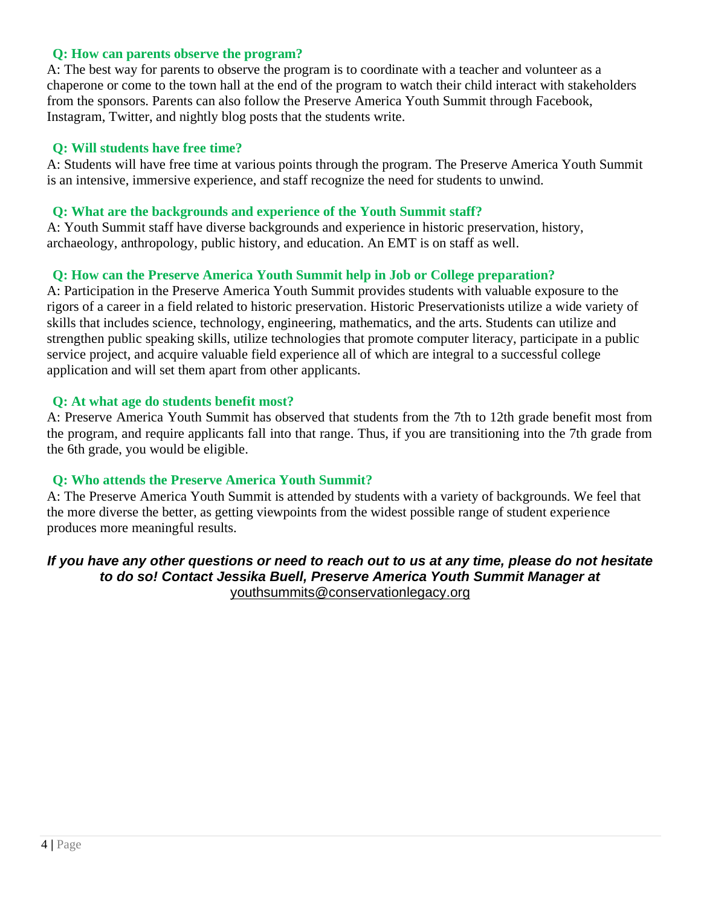**Q: How can parents observe the program?**

A: The best way for parents to observe the program is to coordinate with a teacher and volunteer as a chaperone or come to the town hall at the end of the program to watch their child interact with stakeholders from the sponsors. Parents can also follow the Preserve America Youth Summit through Facebook, Instagram, Twitter, and nightly blog posts that the students write.

**Q: Will students have free time?**

A: Students will have free time at various points through the program. The Preserve America Youth Summit is an intensive, immersive experience, and staff recognize the need for students to unwind.

**Q: What are the backgrounds and experience of the Youth Summit staff?**

A: Youth Summit staff have diverse backgrounds and experience in historic preservation, history, archaeology, anthropology, public history, and education. An EMT is on staff as well.

**Q: How can the Preserve America Youth Summit help in Job or College preparation?**

A: Participation in the Preserve America Youth Summit provides students with valuable exposure to the rigors of a career in a field related to historic preservation. Historic Preservationists utilize a wide variety of skills that includes science, technology, engineering, mathematics, and the arts. Students can utilize and strengthen public speaking skills, utilize technologies that promote computer literacy, participate in a public service project, and acquire valuable field experience all of which are integral to a successful college application and will set them apart from other applicants.

**Q: At what age do students benefit most?**

A: Preserve America Youth Summit has observed that students from the 7th to 12th grade benefit most from the program, and require applicants fall into that range. Thus, if you are transitioning into the 7th grade from the 6th grade, you would be eligible.

**Q: Who attends the Preserve America Youth Summit?**

A: The Preserve America Youth Summit is attended by students with a variety of backgrounds. We feel that the more diverse the better, as getting viewpoints from the widest possible range of student experience produces more meaningful results.

***If you have any other questions or need to reach out to us at any time, please do not hesitate to do so! Contact Jessika Buell, Preserve America Youth Summit Manager at***
youthsummits@conservationlegacy.org